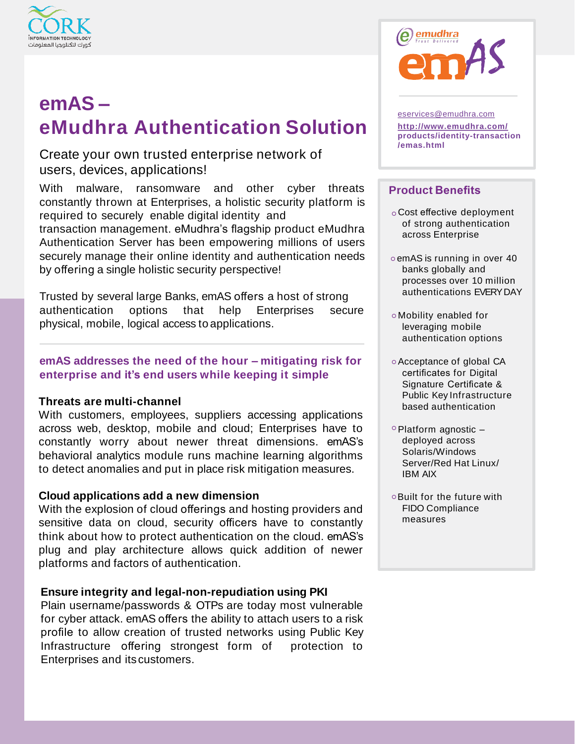CORK
INFORMATION TECHNOLOGY
كورك لتكنولوجيا المعلومات

# emAS – eMudhra Authentication Solution

Create your own trusted enterprise network of users, devices, applications!

With malware, ransomware and other cyber threats constantly thrown at Enterprises, a holistic security platform is required to securely enable digital identity and transaction management. eMudhra's flagship product eMudhra Authentication Server has been empowering millions of users securely manage their online identity and authentication needs by offering a single holistic security perspective!

Trusted by several large Banks, emAS offers a host of strong authentication options that help Enterprises secure physical, mobile, logical access to applications.

---

## emAS addresses the need of the hour – mitigating risk for enterprise and it's end users while keeping it simple

**Threats are multi-channel**

With customers, employees, suppliers accessing applications across web, desktop, mobile and cloud; Enterprises have to constantly worry about newer threat dimensions. emAS's behavioral analytics module runs machine learning algorithms to detect anomalies and put in place risk mitigation measures.

**Cloud applications add a new dimension**

With the explosion of cloud offerings and hosting providers and sensitive data on cloud, security officers have to constantly think about how to protect authentication on the cloud. emAS's plug and play architecture allows quick addition of newer platforms and factors of authentication.

**Ensure integrity and legal-non-repudiation using PKI**

Plain username/passwords & OTPs are today most vulnerable for cyber attack. emAS offers the ability to attach users to a risk profile to allow creation of trusted networks using Public Key Infrastructure offering strongest form of protection to Enterprises and its customers.

---

emudhra
Trust Delivered
emAS

eservices@emudhra.com
**http://www.emudhra.com/products/identity-transaction/emas.html**

## Product Benefits

- Cost effective deployment of strong authentication across Enterprise
- emAS is running in over 40 banks globally and processes over 10 million authentications EVERY DAY
- Mobility enabled for leveraging mobile authentication options
- Acceptance of global CA certificates for Digital Signature Certificate & Public Key Infrastructure based authentication
- Platform agnostic – deployed across Solaris/Windows Server/Red Hat Linux/ IBM AIX
- Built for the future with FIDO Compliance measures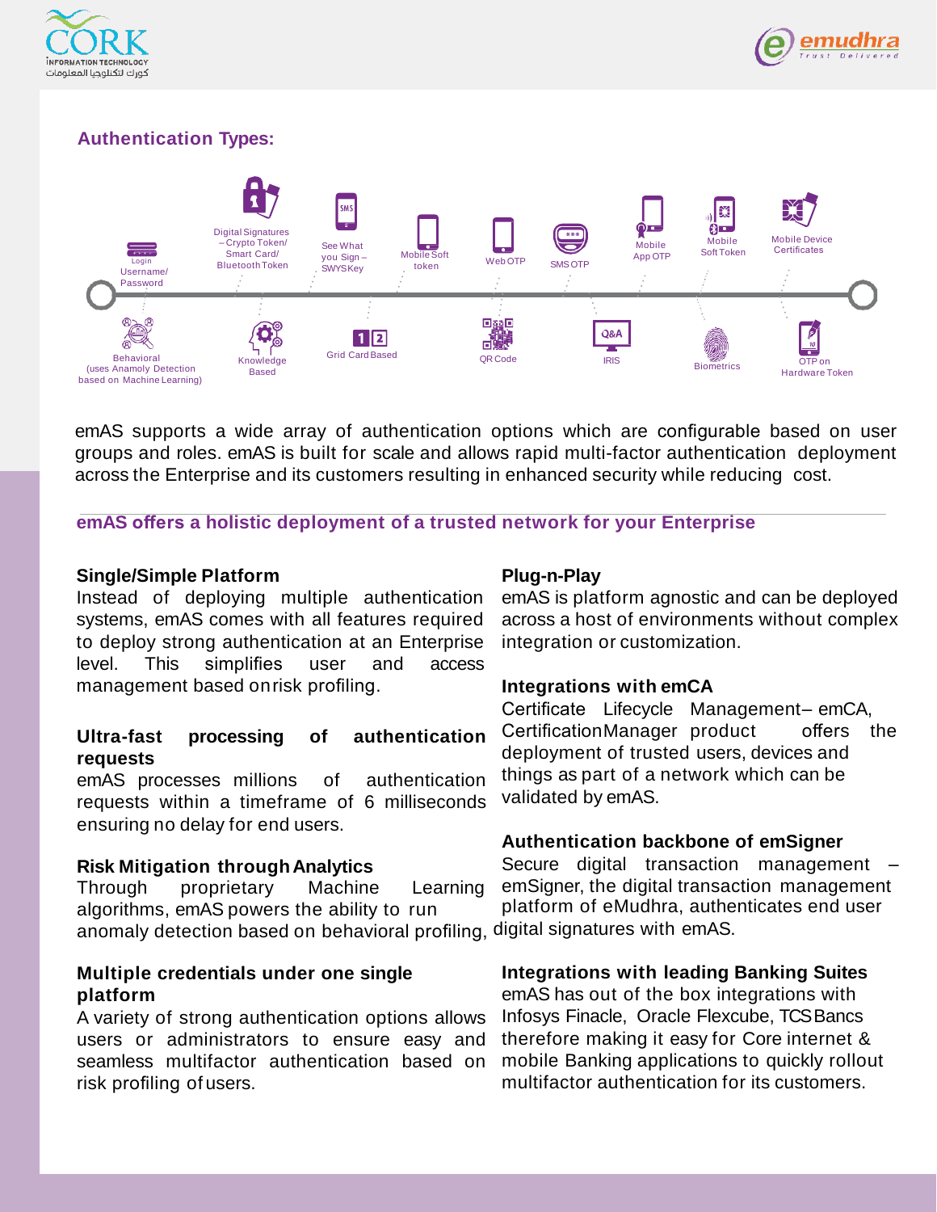## Authentication Types:

Login Username/Password

Digital Signatures – Crypto Token/ Smart Card/ Bluetooth Token

See What you Sign – SWYS Key

Mobile Soft token

Web OTP

SMS OTP

Mobile App OTP

Mobile Soft Token

Mobile Device Certificates

Behavioral (uses Anamoly Detection based on Machine Learning)

Knowledge Based

Grid Card Based

QR Code

IRIS

Biometrics

OTP on Hardware Token

emAS supports a wide array of authentication options which are configurable based on user groups and roles. emAS is built for scale and allows rapid multi-factor authentication deployment across the Enterprise and its customers resulting in enhanced security while reducing cost.

## emAS offers a holistic deployment of a trusted network for your Enterprise

### Single/Simple Platform

Instead of deploying multiple authentication systems, emAS comes with all features required to deploy strong authentication at an Enterprise level. This simplifies user and access management based on risk profiling.

### Ultra-fast processing of authentication requests

emAS processes millions of authentication requests within a timeframe of 6 milliseconds ensuring no delay for end users.

### Risk Mitigation through Analytics

Through proprietary Machine Learning algorithms, emAS powers the ability to run anomaly detection based on behavioral profiling,

### Multiple credentials under one single platform

A variety of strong authentication options allows users or administrators to ensure easy and seamless multifactor authentication based on risk profiling of users.

### Plug-n-Play

emAS is platform agnostic and can be deployed across a host of environments without complex integration or customization.

### Integrations with emCA

Certificate Lifecycle Management– emCA, Certification Manager product offers the deployment of trusted users, devices and things as part of a network which can be validated by emAS.

### Authentication backbone of emSigner

Secure digital transaction management – emSigner, the digital transaction management platform of eMudhra, authenticates end user digital signatures with emAS.

### Integrations with leading Banking Suites

emAS has out of the box integrations with Infosys Finacle, Oracle Flexcube, TCS Bancs therefore making it easy for Core internet & mobile Banking applications to quickly rollout multifactor authentication for its customers.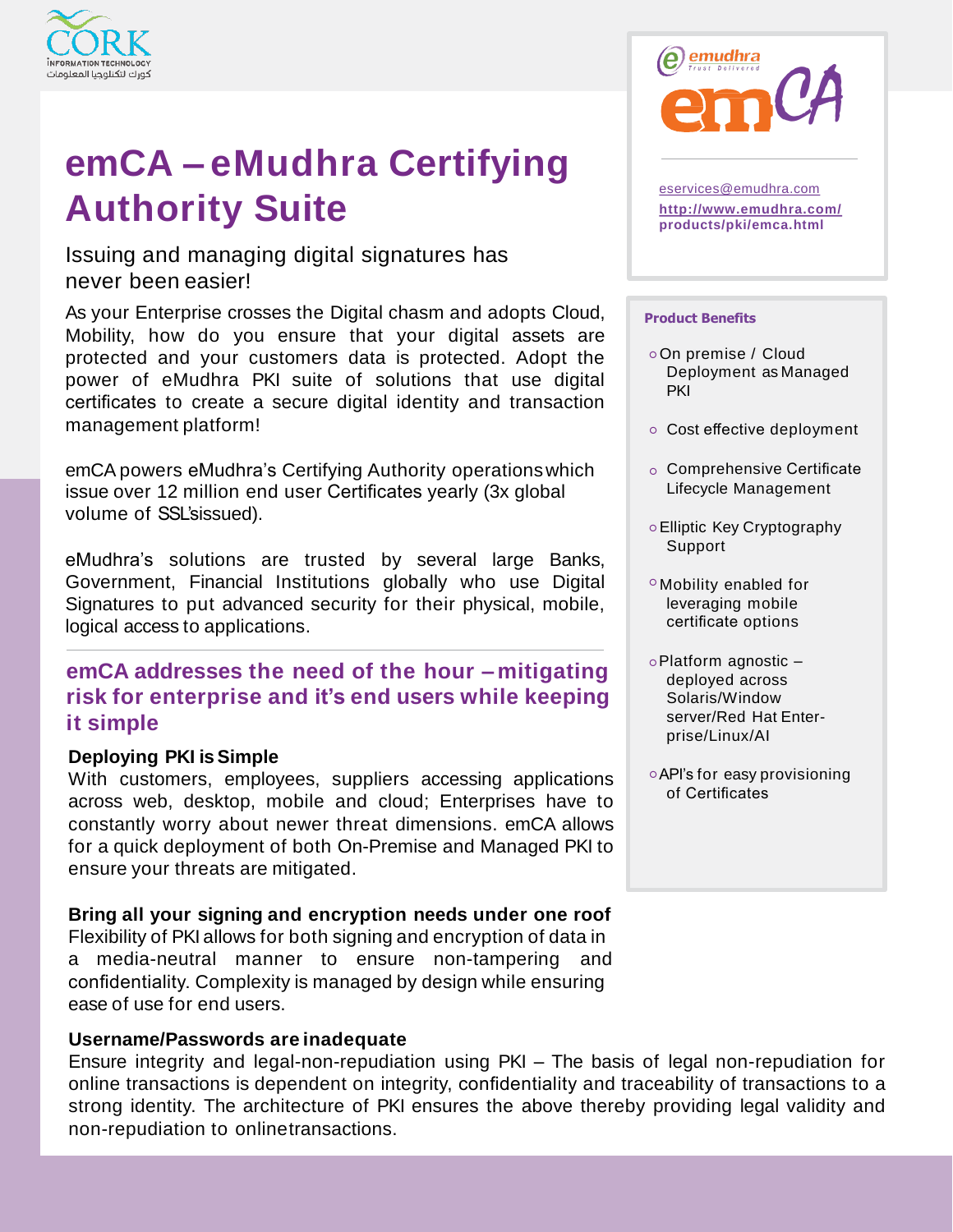# emCA – eMudhra Certifying Authority Suite

Issuing and managing digital signatures has never been easier!

As your Enterprise crosses the Digital chasm and adopts Cloud, Mobility, how do you ensure that your digital assets are protected and your customers data is protected. Adopt the power of eMudhra PKI suite of solutions that use digital certificates to create a secure digital identity and transaction management platform!

emCA powers eMudhra's Certifying Authority operations which issue over 12 million end user Certificates yearly (3x global volume of SSL's issued).

eMudhra's solutions are trusted by several large Banks, Government, Financial Institutions globally who use Digital Signatures to put advanced security for their physical, mobile, logical access to applications.

## emCA addresses the need of the hour – mitigating risk for enterprise and it's end users while keeping it simple

### Deploying PKI is Simple

With customers, employees, suppliers accessing applications across web, desktop, mobile and cloud; Enterprises have to constantly worry about newer threat dimensions. emCA allows for a quick deployment of both On-Premise and Managed PKI to ensure your threats are mitigated.

### Bring all your signing and encryption needs under one roof

Flexibility of PKI allows for both signing and encryption of data in a media-neutral manner to ensure non-tampering and confidentiality. Complexity is managed by design while ensuring ease of use for end users.

### Username/Passwords are inadequate

Ensure integrity and legal-non-repudiation using PKI – The basis of legal non-repudiation for online transactions is dependent on integrity, confidentiality and traceability of transactions to a strong identity. The architecture of PKI ensures the above thereby providing legal validity and non-repudiation to online transactions.

emudhra Trust Delivered
emCA

eservices@emudhra.com
http://www.emudhra.com/products/pki/emca.html

**Product Benefits**

- On premise / Cloud Deployment as Managed PKI
- Cost effective deployment
- Comprehensive Certificate Lifecycle Management
- Elliptic Key Cryptography Support
- Mobility enabled for leveraging mobile certificate options
- Platform agnostic – deployed across Solaris/Window server/Red Hat Enterprise/Linux/AI
- API's for easy provisioning of Certificates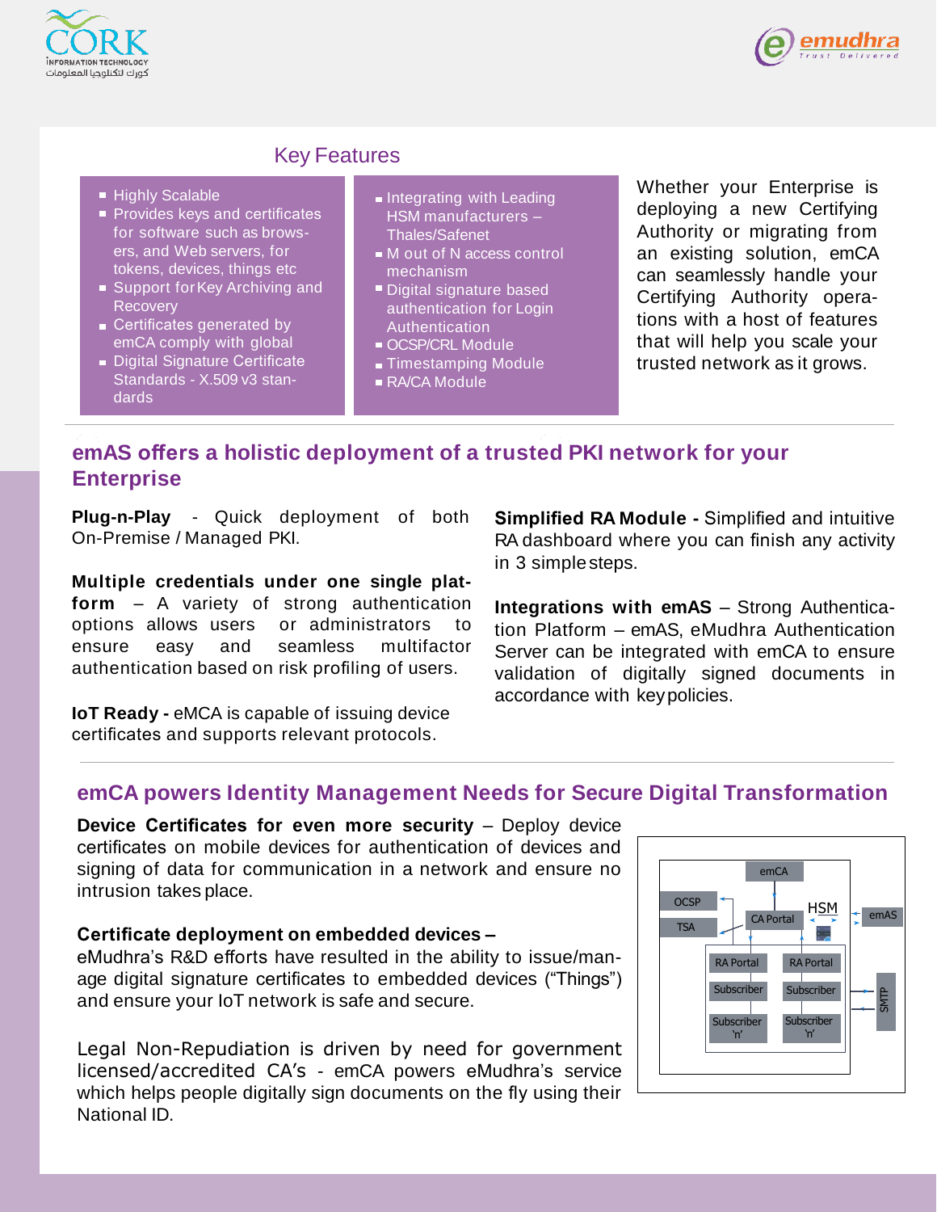## Key Features

- Highly Scalable
- Provides keys and certificates for software such as browsers, and Web servers, for tokens, devices, things etc
- Support for Key Archiving and Recovery
- Certificates generated by emCA comply with global
- Digital Signature Certificate Standards - X.509 v3 standards

- Integrating with Leading HSM manufacturers – Thales/Safenet
- M out of N access control mechanism
- Digital signature based authentication for Login Authentication
- OCSP/CRL Module
- Timestamping Module
- RA/CA Module

Whether your Enterprise is deploying a new Certifying Authority or migrating from an existing solution, emCA can seamlessly handle your Certifying Authority operations with a host of features that will help you scale your trusted network as it grows.

## emAS offers a holistic deployment of a trusted PKI network for your Enterprise

**Plug-n-Play** - Quick deployment of both On-Premise / Managed PKI.

**Multiple credentials under one single platform** – A variety of strong authentication options allows users or administrators to ensure easy and seamless multifactor authentication based on risk profiling of users.

**IoT Ready -** eMCA is capable of issuing device certificates and supports relevant protocols.

**Simplified RA Module -** Simplified and intuitive RA dashboard where you can finish any activity in 3 simple steps.

**Integrations with emAS** – Strong Authentication Platform – emAS, eMudhra Authentication Server can be integrated with emCA to ensure validation of digitally signed documents in accordance with key policies.

## emCA powers Identity Management Needs for Secure Digital Transformation

**Device Certificates for even more security** – Deploy device certificates on mobile devices for authentication of devices and signing of data for communication in a network and ensure no intrusion takes place.

**Certificate deployment on embedded devices –**
eMudhra's R&D efforts have resulted in the ability to issue/manage digital signature certificates to embedded devices ("Things") and ensure your IoT network is safe and secure.

Legal Non-Repudiation is driven by need for government licensed/accredited CA's - emCA powers eMudhra's service which helps people digitally sign documents on the fly using their National ID.

emCA | OCSP | TSA | CA Portal | HSM | emAS | RA Portal | RA Portal | Subscriber | Subscriber | Subscriber 'n' | Subscriber 'n' | SMTP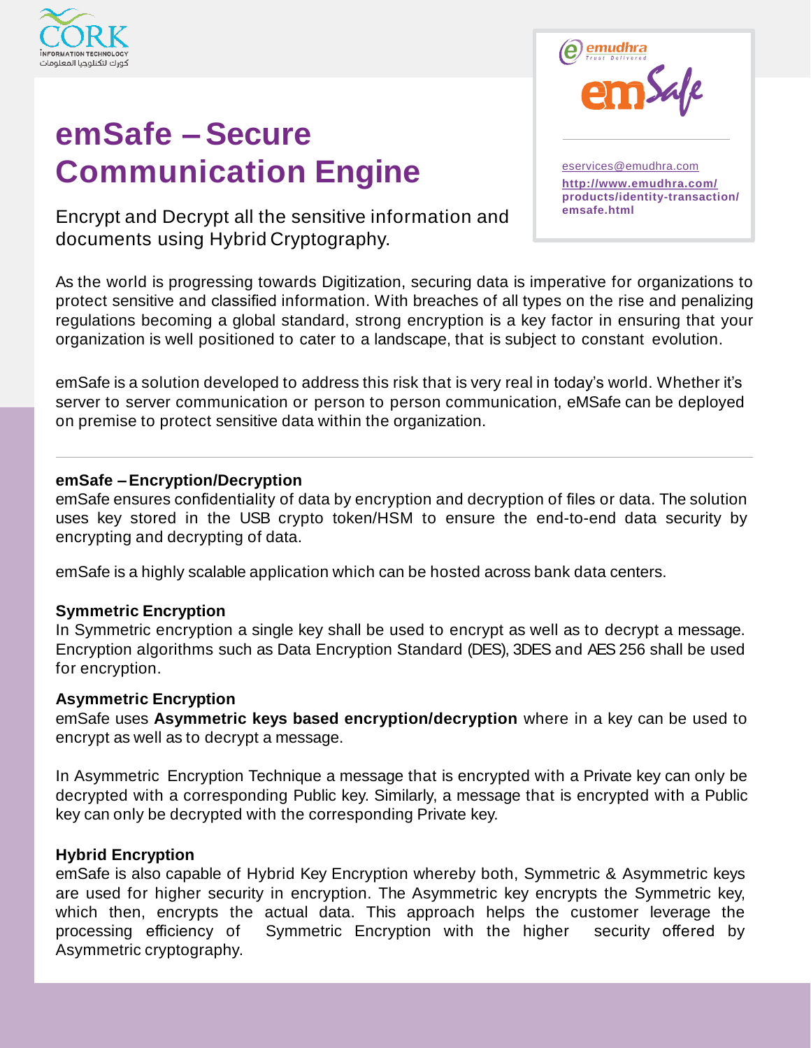CORK INFORMATION TECHNOLOGY
كورك لتكنلوجيا المعلومات

# emSafe – Secure Communication Engine

Encrypt and Decrypt all the sensitive information and documents using Hybrid Cryptography.

emudhra Trust Delivered

emSafe

eservices@emudhra.com
**http://www.emudhra.com/products/identity-transaction/emsafe.html**

As the world is progressing towards Digitization, securing data is imperative for organizations to protect sensitive and classified information. With breaches of all types on the rise and penalizing regulations becoming a global standard, strong encryption is a key factor in ensuring that your organization is well positioned to cater to a landscape, that is subject to constant evolution.

emSafe is a solution developed to address this risk that is very real in today's world. Whether it's server to server communication or person to person communication, eMSafe can be deployed on premise to protect sensitive data within the organization.

---

### emSafe – Encryption/Decryption

emSafe ensures confidentiality of data by encryption and decryption of files or data. The solution uses key stored in the USB crypto token/HSM to ensure the end-to-end data security by encrypting and decrypting of data.

emSafe is a highly scalable application which can be hosted across bank data centers.

### Symmetric Encryption

In Symmetric encryption a single key shall be used to encrypt as well as to decrypt a message. Encryption algorithms such as Data Encryption Standard (DES), 3DES and AES 256 shall be used for encryption.

### Asymmetric Encryption

emSafe uses **Asymmetric keys based encryption/decryption** where in a key can be used to encrypt as well as to decrypt a message.

In Asymmetric Encryption Technique a message that is encrypted with a Private key can only be decrypted with a corresponding Public key. Similarly, a message that is encrypted with a Public key can only be decrypted with the corresponding Private key.

### Hybrid Encryption

emSafe is also capable of Hybrid Key Encryption whereby both, Symmetric & Asymmetric keys are used for higher security in encryption. The Asymmetric key encrypts the Symmetric key, which then, encrypts the actual data. This approach helps the customer leverage the processing efficiency of Symmetric Encryption with the higher security offered by Asymmetric cryptography.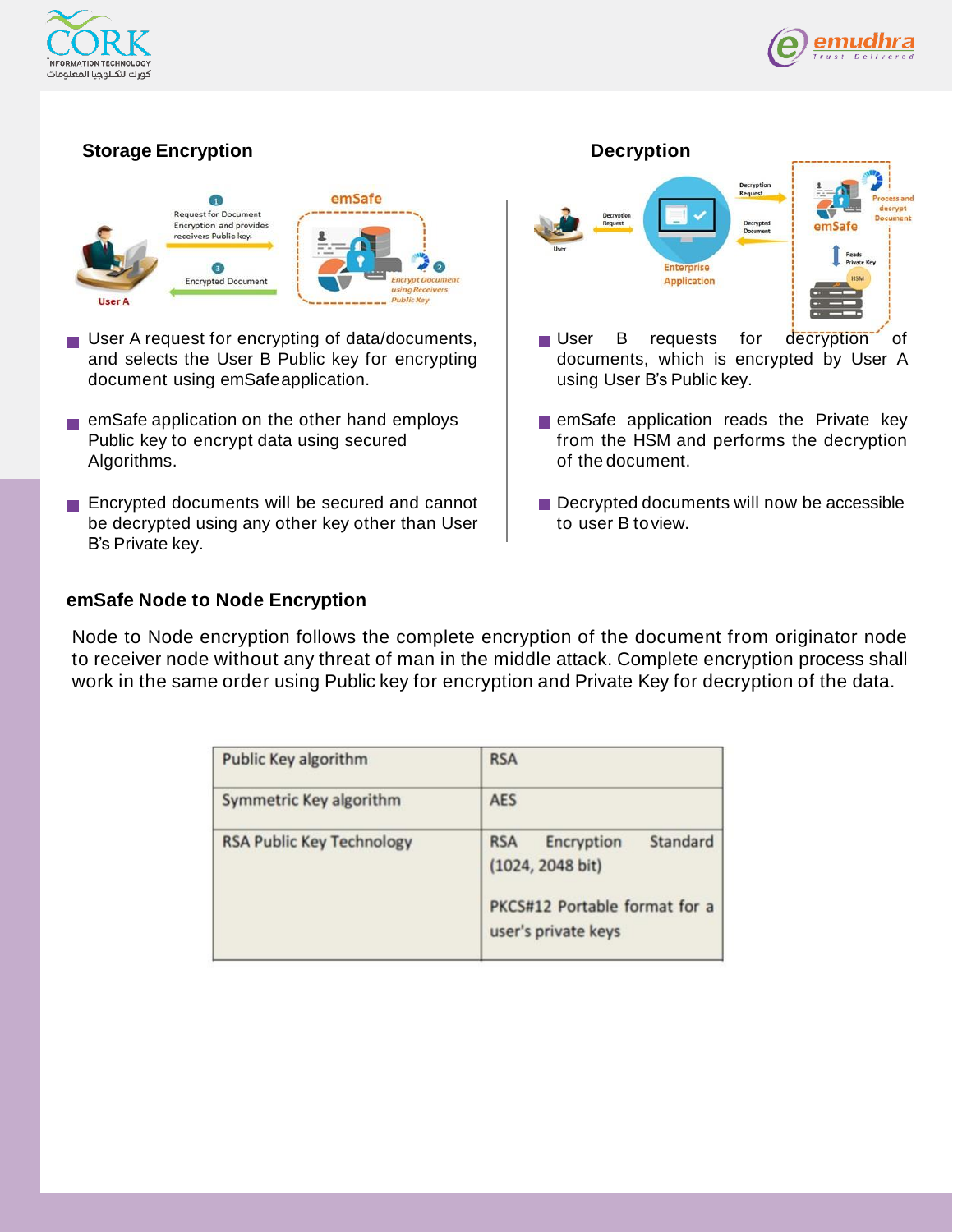## Storage Encryption

- User A request for encrypting of data/documents, and selects the User B Public key for encrypting document using emSafe application.
- emSafe application on the other hand employs Public key to encrypt data using secured Algorithms.
- Encrypted documents will be secured and cannot be decrypted using any other key other than User B's Private key.

## Decryption

- User B requests for decryption of documents, which is encrypted by User A using User B's Public key.
- emSafe application reads the Private key from the HSM and performs the decryption of the document.
- Decrypted documents will now be accessible to user B to view.

## emSafe Node to Node Encryption

Node to Node encryption follows the complete encryption of the document from originator node to receiver node without any threat of man in the middle attack. Complete encryption process shall work in the same order using Public key for encryption and Private Key for decryption of the data.

| Public Key algorithm | RSA |
|---|---|
| Symmetric Key algorithm | AES |
| RSA Public Key Technology | RSA Encryption Standard (1024, 2048 bit)<br><br>PKCS#12 Portable format for a user's private keys |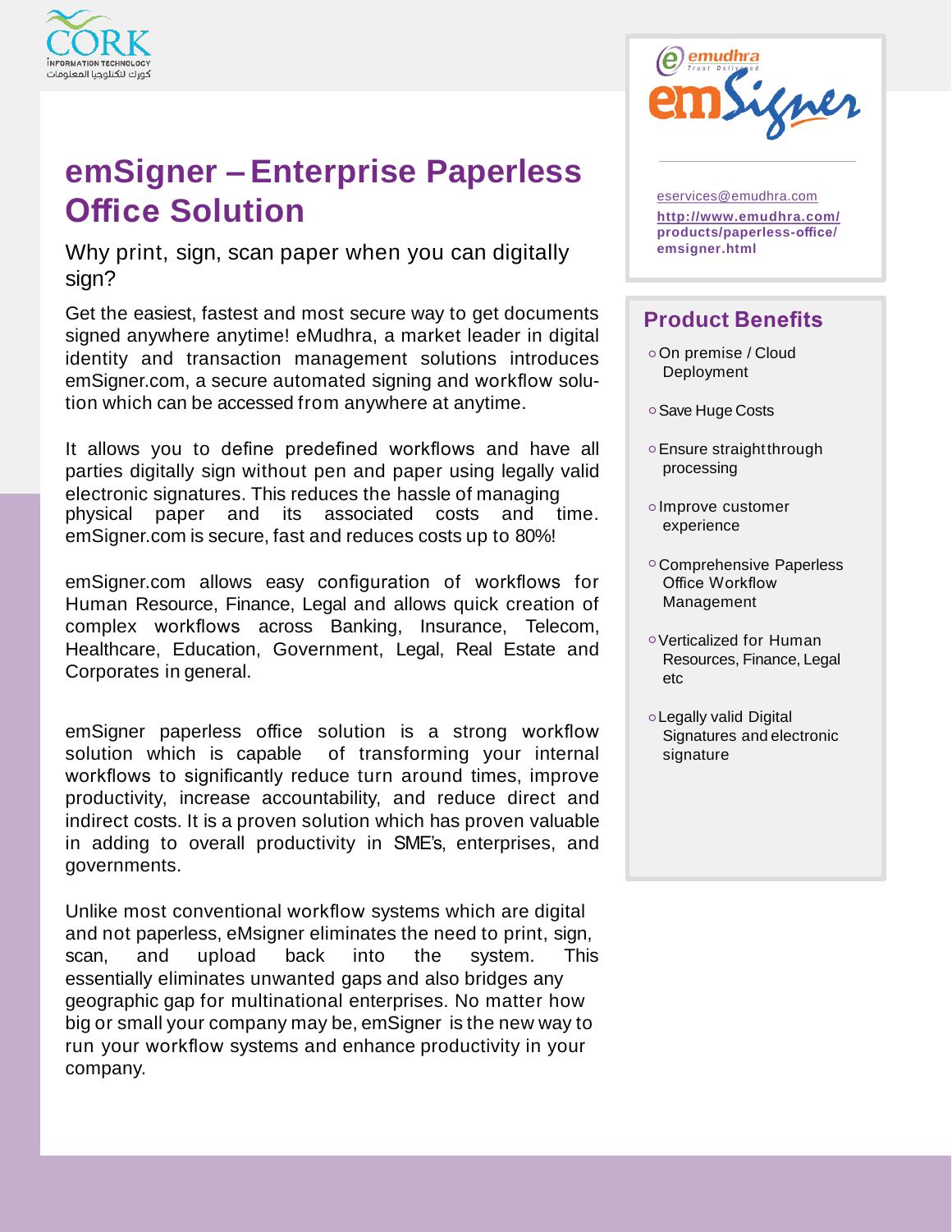# emSigner – Enterprise Paperless Office Solution

Why print, sign, scan paper when you can digitally sign?

Get the easiest, fastest and most secure way to get documents signed anywhere anytime! eMudhra, a market leader in digital identity and transaction management solutions introduces emSigner.com, a secure automated signing and workflow solution which can be accessed from anywhere at anytime.

It allows you to define predefined workflows and have all parties digitally sign without pen and paper using legally valid electronic signatures. This reduces the hassle of managing physical paper and its associated costs and time. emSigner.com is secure, fast and reduces costs up to 80%!

emSigner.com allows easy configuration of workflows for Human Resource, Finance, Legal and allows quick creation of complex workflows across Banking, Insurance, Telecom, Healthcare, Education, Government, Legal, Real Estate and Corporates in general.

emSigner paperless office solution is a strong workflow solution which is capable of transforming your internal workflows to significantly reduce turn around times, improve productivity, increase accountability, and reduce direct and indirect costs. It is a proven solution which has proven valuable in adding to overall productivity in SME's, enterprises, and governments.

Unlike most conventional workflow systems which are digital and not paperless, eMsigner eliminates the need to print, sign, scan, and upload back into the system. This essentially eliminates unwanted gaps and also bridges any geographic gap for multinational enterprises. No matter how big or small your company may be, emSigner is the new way to run your workflow systems and enhance productivity in your company.

eservices@emudhra.com

**http://www.emudhra.com/products/paperless-office/emsigner.html**

## Product Benefits

- On premise / Cloud Deployment
- Save Huge Costs
- Ensure straightthrough processing
- Improve customer experience
- Comprehensive Paperless Office Workflow Management
- Verticalized for Human Resources, Finance, Legal etc
- Legally valid Digital Signatures and electronic signature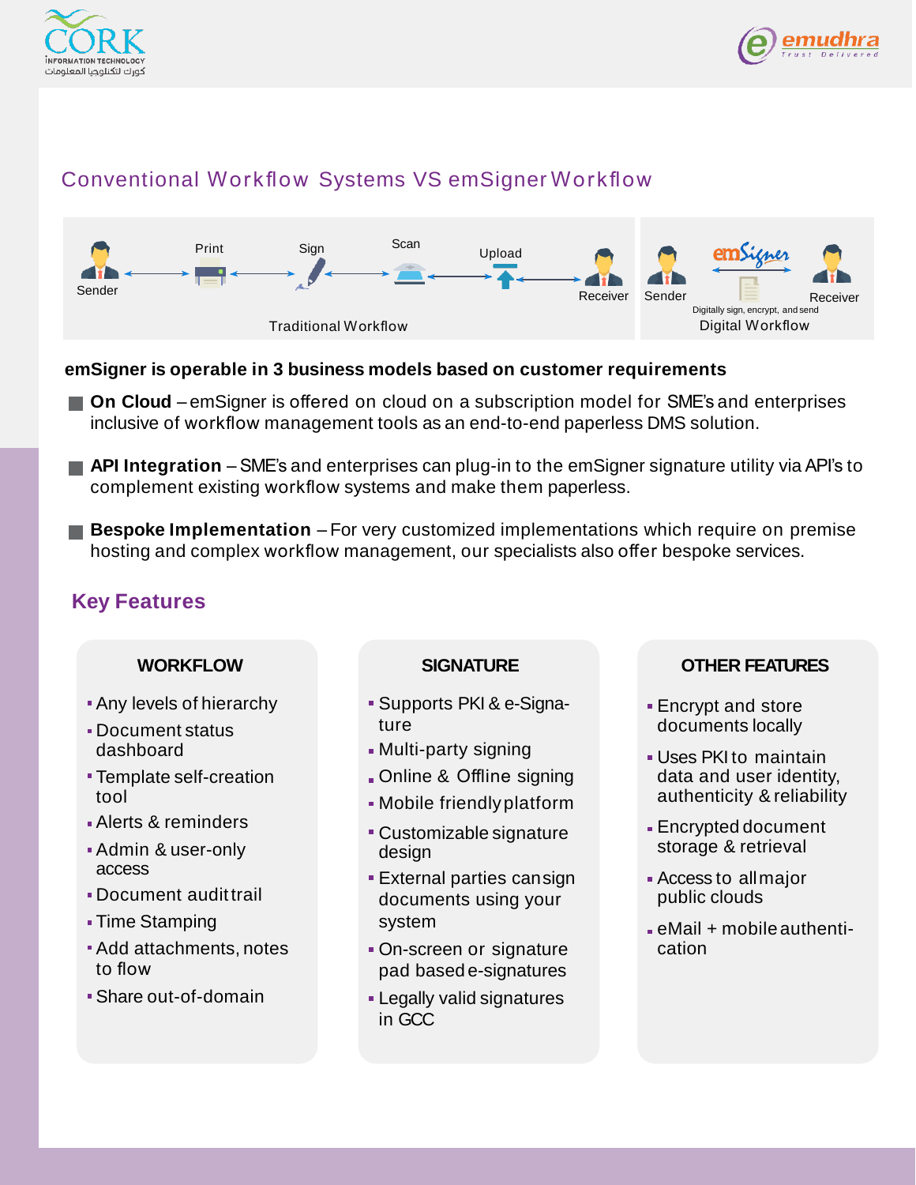## Conventional Workflow Systems VS emSigner Workflow

Sender → Print → Sign → Scan → Upload → Receiver

Traditional Workflow

Sender → emSigner → Receiver

Digitally sign, encrypt, and send

Digital Workflow

**emSigner is operable in 3 business models based on customer requirements**

- **On Cloud** – emSigner is offered on cloud on a subscription model for SME's and enterprises inclusive of workflow management tools as an end-to-end paperless DMS solution.
- **API Integration** – SME's and enterprises can plug-in to the emSigner signature utility via API's to complement existing workflow systems and make them paperless.
- **Bespoke Implementation** – For very customized implementations which require on premise hosting and complex workflow management, our specialists also offer bespoke services.

## Key Features

### WORKFLOW

- Any levels of hierarchy
- Document status dashboard
- Template self-creation tool
- Alerts & reminders
- Admin & user-only access
- Document audit trail
- Time Stamping
- Add attachments, notes to flow
- Share out-of-domain

### SIGNATURE

- Supports PKI & e-Signature
- Multi-party signing
- Online & Offline signing
- Mobile friendly platform
- Customizable signature design
- External parties can sign documents using your system
- On-screen or signature pad based e-signatures
- Legally valid signatures in GCC

### OTHER FEATURES

- Encrypt and store documents locally
- Uses PKI to maintain data and user identity, authenticity & reliability
- Encrypted document storage & retrieval
- Access to all major public clouds
- eMail + mobile authentication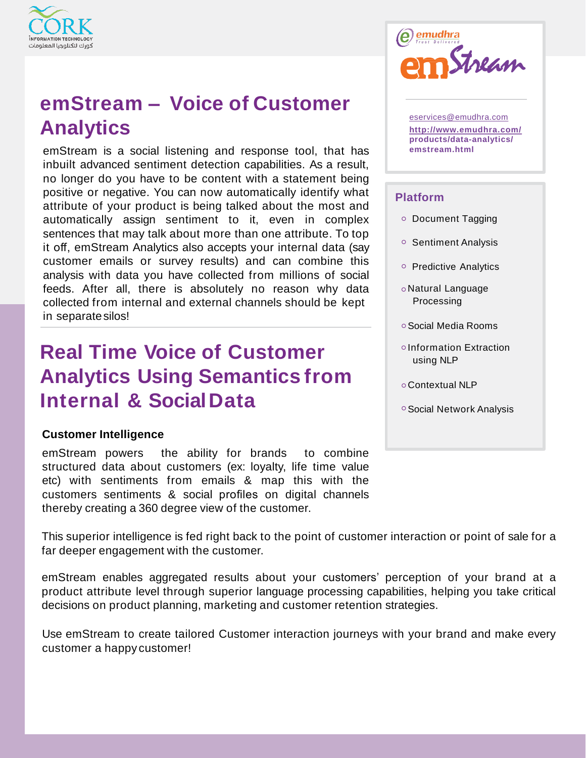# emStream – Voice of Customer Analytics

emStream is a social listening and response tool, that has inbuilt advanced sentiment detection capabilities. As a result, no longer do you have to be content with a statement being positive or negative. You can now automatically identify what attribute of your product is being talked about the most and automatically assign sentiment to it, even in complex sentences that may talk about more than one attribute. To top it off, emStream Analytics also accepts your internal data (say customer emails or survey results) and can combine this analysis with data you have collected from millions of social feeds. After all, there is absolutely no reason why data collected from internal and external channels should be kept in separate silos!

eservices@emudhra.com

http://www.emudhra.com/products/data-analytics/emstream.html

## Platform

- Document Tagging
- Sentiment Analysis
- Predictive Analytics
- Natural Language Processing
- Social Media Rooms
- Information Extraction using NLP
- Contextual NLP
- Social Network Analysis

# Real Time Voice of Customer Analytics Using Semantics from Internal & Social Data

**Customer Intelligence**

emStream powers the ability for brands to combine structured data about customers (ex: loyalty, life time value etc) with sentiments from emails & map this with the customers sentiments & social profiles on digital channels thereby creating a 360 degree view of the customer.

This superior intelligence is fed right back to the point of customer interaction or point of sale for a far deeper engagement with the customer.

emStream enables aggregated results about your customers' perception of your brand at a product attribute level through superior language processing capabilities, helping you take critical decisions on product planning, marketing and customer retention strategies.

Use emStream to create tailored Customer interaction journeys with your brand and make every customer a happy customer!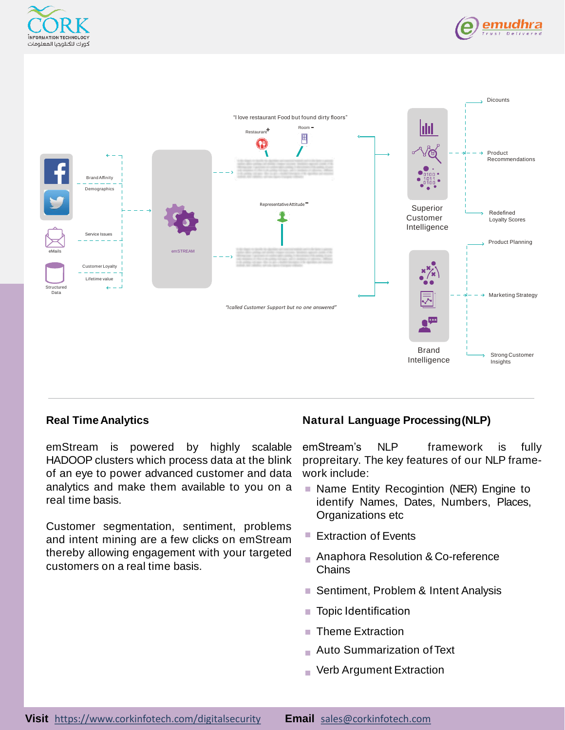"I love restaurant Food but found dirty floors"

Restaurant +

Room −

Representative Attitude −

*"Icalled Customer Support but no one answered"*

Brand Affinity

Demographics

Service Issues

Customer Loyalty

Lifetime value

eMails

Structured Data

emSTREAM

Superior Customer Intelligence

Dicounts

Product Recommendations

Redefined Loyalty Scores

Brand Intelligence

Product Planning

Marketing Strategy

Strong Customer Insights

## Real Time Analytics

emStream is powered by highly scalable HADOOP clusters which process data at the blink of an eye to power advanced customer and data analytics and make them available to you on a real time basis.

Customer segmentation, sentiment, problems and intent mining are a few clicks on emStream thereby allowing engagement with your targeted customers on a real time basis.

## Natural Language Processing (NLP)

emStream's NLP framework is fully propreitary. The key features of our NLP frame-work include:

- Name Entity Recogintion (NER) Engine to identify Names, Dates, Numbers, Places, Organizations etc
- Extraction of Events
- Anaphora Resolution & Co-reference Chains
- Sentiment, Problem & Intent Analysis
- Topic Identification
- Theme Extraction
- Auto Summarization of Text
- Verb Argument Extraction

**Visit** https://www.corkinfotech.com/digitalsecurity **Email** sales@corkinfotech.com